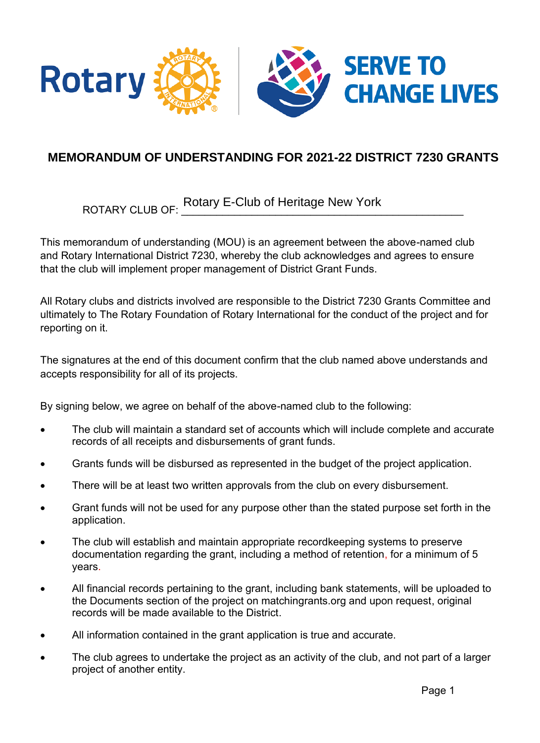# MEMORANDUM OF UNDERSTANDING FOR 2021-22 DISTRICT 7230 GRANTS

ROTARY CLUB OF: Rotary E-Club of Heritage New York

This memorandum of understanding (MOU) is an agreement between the above-named club and Rotary International District 7230, whereby the club acknowledges and agrees to ensure that the club will implement proper management of District Grant Funds.

All Rotary clubs and districts involved are responsible to the District 7230 Grants Committee and ultimately to The Rotary Foundation of Rotary International for the conduct of the project and for reporting on it.

The signatures at the end of this document confirm that the club named above understands and accepts responsibility for all of its projects.

By signing below, we agree on behalf of the above-named club to the following:

- The club will maintain a standard set of accounts which will include complete and accurate records of all receipts and disbursements of grant funds.
- Grants funds will be disbursed as represented in the budget of the project application.
- There will be at least two written approvals from the club on every disbursement.
- Grant funds will not be used for any purpose other than the stated purpose set forth in the application.
- The club will establish and maintain appropriate recordkeeping systems to preserve documentation regarding the grant, including a method of retention, for a minimum of 5 years.
- All financial records pertaining to the grant, including bank statements, will be uploaded to the Documents section of the project on matchingrants.org and upon request, original records will be made available to the District.
- All information contained in the grant application is true and accurate.
- The club agrees to undertake the project as an activity of the club, and not part of a larger project of another entity.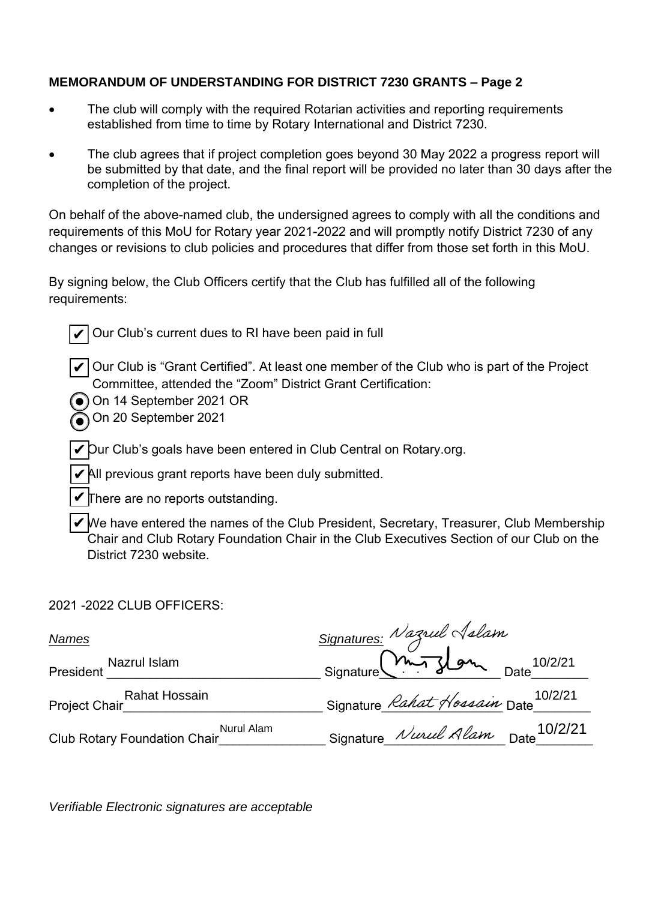**MEMORANDUM OF UNDERSTANDING FOR DISTRICT 7230 GRANTS – Page 2**

- The club will comply with the required Rotarian activities and reporting requirements established from time to time by Rotary International and District 7230.
- The club agrees that if project completion goes beyond 30 May 2022 a progress report will be submitted by that date, and the final report will be provided no later than 30 days after the completion of the project.

On behalf of the above-named club, the undersigned agrees to comply with all the conditions and requirements of this MoU for Rotary year 2021-2022 and will promptly notify District 7230 of any changes or revisions to club policies and procedures that differ from those set forth in this MoU.

By signing below, the Club Officers certify that the Club has fulfilled all of the following requirements:

- [x] Our Club's current dues to RI have been paid in full
- [x] Our Club is "Grant Certified". At least one member of the Club who is part of the Project Committee, attended the "Zoom" District Grant Certification:
  - (●) On 14 September 2021 OR
  - (●) On 20 September 2021
- [x] Our Club's goals have been entered in Club Central on Rotary.org.
- [x] All previous grant reports have been duly submitted.
- [x] There are no reports outstanding.
- [x] We have entered the names of the Club President, Secretary, Treasurer, Club Membership Chair and Club Rotary Foundation Chair in the Club Executives Section of our Club on the District 7230 website.

2021 -2022 CLUB OFFICERS:

| *Names* | | *Signatures:* Nazrul Islam | |
|---|---|---|---|
| President | Nazrul Islam | Signature [signature] | Date 10/2/21 |
| Project Chair | Rahat Hossain | Signature Rahat Hossain | Date 10/2/21 |
| Club Rotary Foundation Chair | Nurul Alam | Signature Nurul Alam | Date 10/2/21 |

*Verifiable Electronic signatures are acceptable*